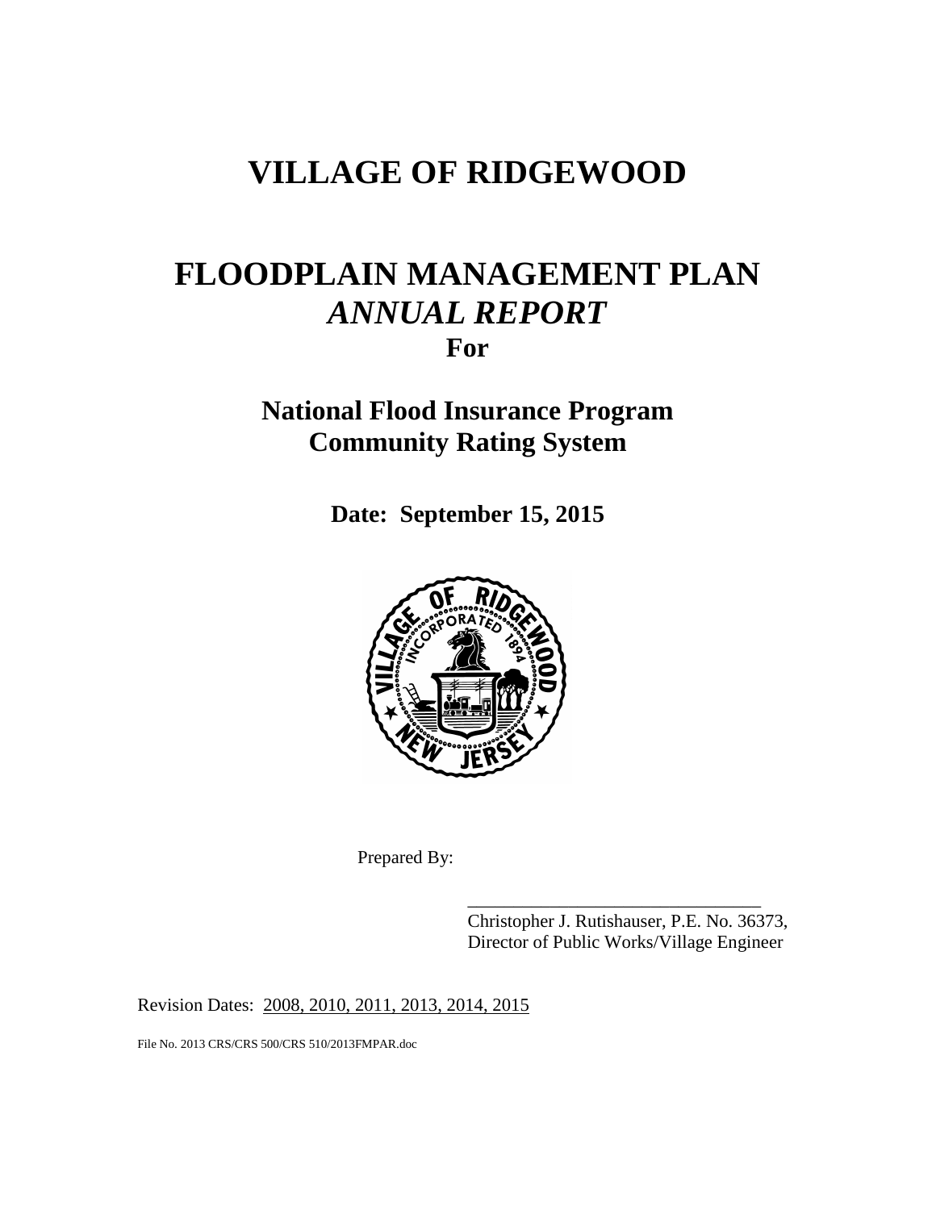# VILLAGE OF RIDGEWOOD

# FLOODPLAIN MANAGEMENT PLAN
## *ANNUAL REPORT*
### For

## National Flood Insurance Program
## Community Rating System

**Date: September 15, 2015**

Prepared By:

________________________________
Christopher J. Rutishauser, P.E. No. 36373,
Director of Public Works/Village Engineer

Revision Dates: 2008, 2010, 2011, 2013, 2014, 2015

File No. 2013 CRS/CRS 500/CRS 510/2013FMPAR.doc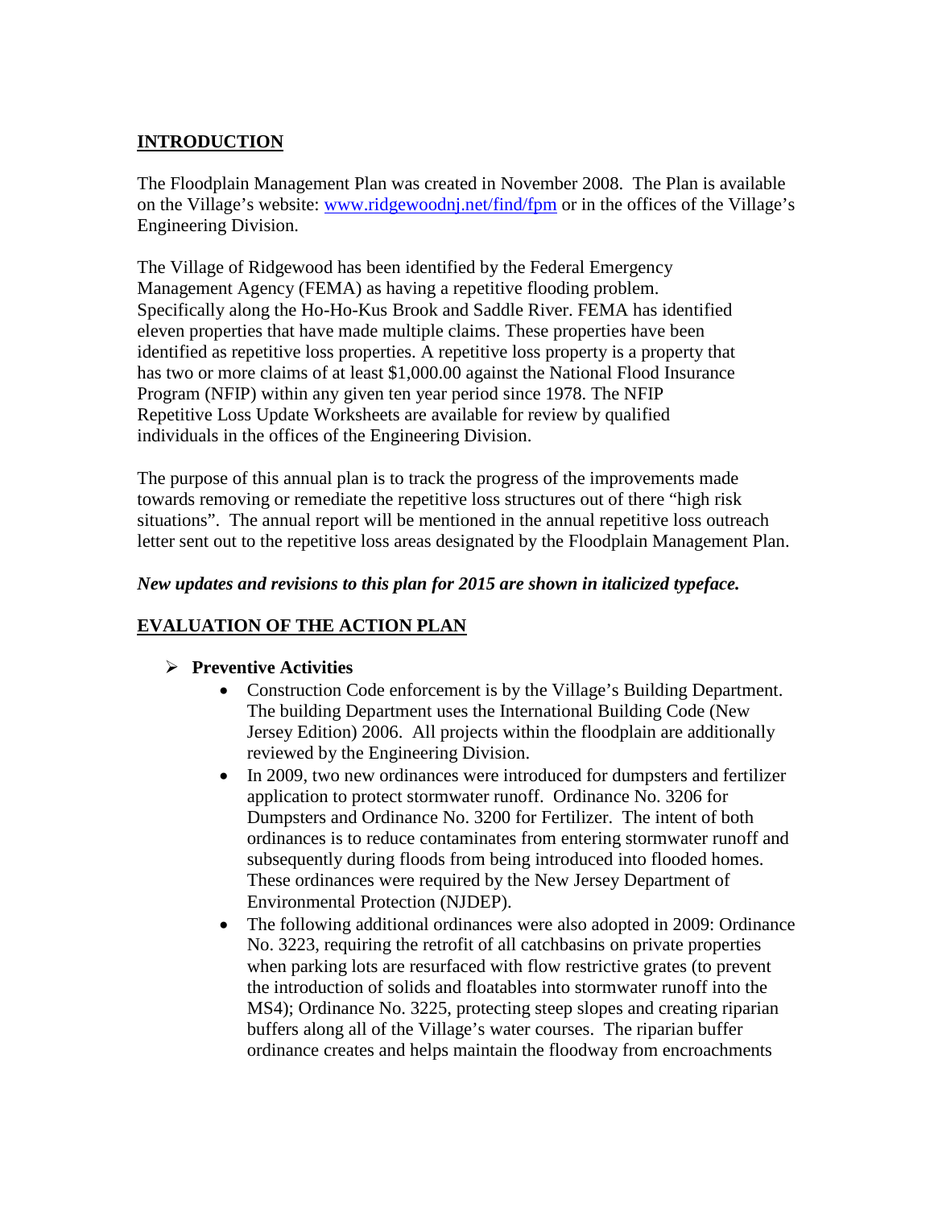## INTRODUCTION

The Floodplain Management Plan was created in November 2008. The Plan is available on the Village's website: [www.ridgewoodnj.net/find/fpm](www.ridgewoodnj.net/find/fpm) or in the offices of the Village's Engineering Division.

The Village of Ridgewood has been identified by the Federal Emergency Management Agency (FEMA) as having a repetitive flooding problem. Specifically along the Ho-Ho-Kus Brook and Saddle River. FEMA has identified eleven properties that have made multiple claims. These properties have been identified as repetitive loss properties. A repetitive loss property is a property that has two or more claims of at least $1,000.00 against the National Flood Insurance Program (NFIP) within any given ten year period since 1978. The NFIP Repetitive Loss Update Worksheets are available for review by qualified individuals in the offices of the Engineering Division.

The purpose of this annual plan is to track the progress of the improvements made towards removing or remediate the repetitive loss structures out of there "high risk situations". The annual report will be mentioned in the annual repetitive loss outreach letter sent out to the repetitive loss areas designated by the Floodplain Management Plan.

***New updates and revisions to this plan for 2015 are shown in italicized typeface.***

## EVALUATION OF THE ACTION PLAN

- **Preventive Activities**
  - Construction Code enforcement is by the Village's Building Department. The building Department uses the International Building Code (New Jersey Edition) 2006. All projects within the floodplain are additionally reviewed by the Engineering Division.
  - In 2009, two new ordinances were introduced for dumpsters and fertilizer application to protect stormwater runoff. Ordinance No. 3206 for Dumpsters and Ordinance No. 3200 for Fertilizer. The intent of both ordinances is to reduce contaminates from entering stormwater runoff and subsequently during floods from being introduced into flooded homes. These ordinances were required by the New Jersey Department of Environmental Protection (NJDEP).
  - The following additional ordinances were also adopted in 2009: Ordinance No. 3223, requiring the retrofit of all catchbasins on private properties when parking lots are resurfaced with flow restrictive grates (to prevent the introduction of solids and floatables into stormwater runoff into the MS4); Ordinance No. 3225, protecting steep slopes and creating riparian buffers along all of the Village's water courses. The riparian buffer ordinance creates and helps maintain the floodway from encroachments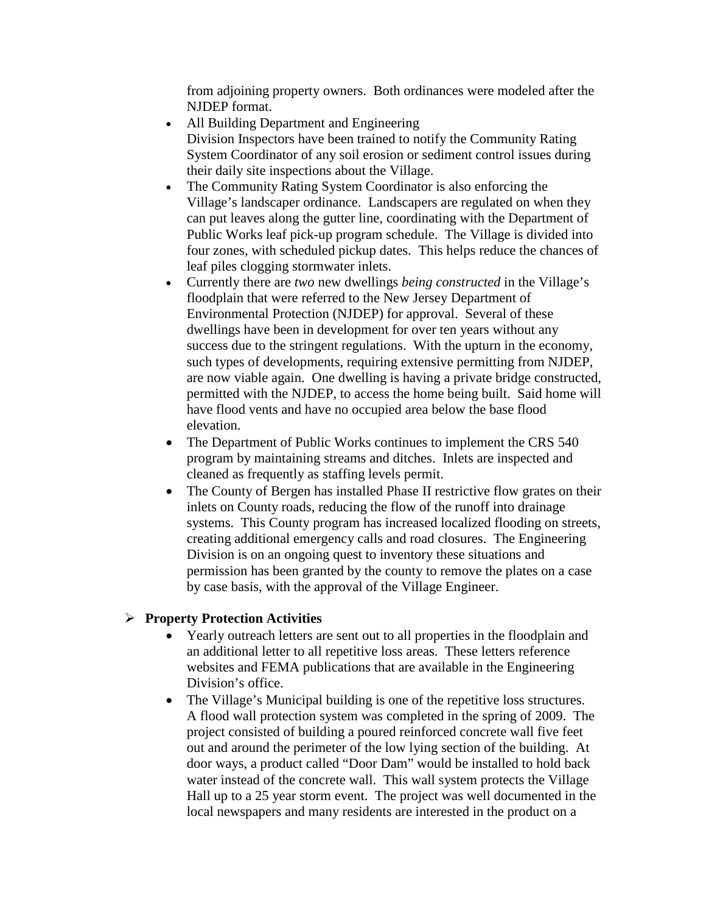from adjoining property owners. Both ordinances were modeled after the NJDEP format.

- All Building Department and Engineering Division Inspectors have been trained to notify the Community Rating System Coordinator of any soil erosion or sediment control issues during their daily site inspections about the Village.
- The Community Rating System Coordinator is also enforcing the Village's landscaper ordinance. Landscapers are regulated on when they can put leaves along the gutter line, coordinating with the Department of Public Works leaf pick-up program schedule. The Village is divided into four zones, with scheduled pickup dates. This helps reduce the chances of leaf piles clogging stormwater inlets.
- Currently there are *two* new dwellings *being constructed* in the Village's floodplain that were referred to the New Jersey Department of Environmental Protection (NJDEP) for approval. Several of these dwellings have been in development for over ten years without any success due to the stringent regulations. With the upturn in the economy, such types of developments, requiring extensive permitting from NJDEP, are now viable again. One dwelling is having a private bridge constructed, permitted with the NJDEP, to access the home being built. Said home will have flood vents and have no occupied area below the base flood elevation.
- The Department of Public Works continues to implement the CRS 540 program by maintaining streams and ditches. Inlets are inspected and cleaned as frequently as staffing levels permit.
- The County of Bergen has installed Phase II restrictive flow grates on their inlets on County roads, reducing the flow of the runoff into drainage systems. This County program has increased localized flooding on streets, creating additional emergency calls and road closures. The Engineering Division is on an ongoing quest to inventory these situations and permission has been granted by the county to remove the plates on a case by case basis, with the approval of the Village Engineer.

- **Property Protection Activities**
  - Yearly outreach letters are sent out to all properties in the floodplain and an additional letter to all repetitive loss areas. These letters reference websites and FEMA publications that are available in the Engineering Division's office.
  - The Village's Municipal building is one of the repetitive loss structures. A flood wall protection system was completed in the spring of 2009. The project consisted of building a poured reinforced concrete wall five feet out and around the perimeter of the low lying section of the building. At door ways, a product called "Door Dam" would be installed to hold back water instead of the concrete wall. This wall system protects the Village Hall up to a 25 year storm event. The project was well documented in the local newspapers and many residents are interested in the product on a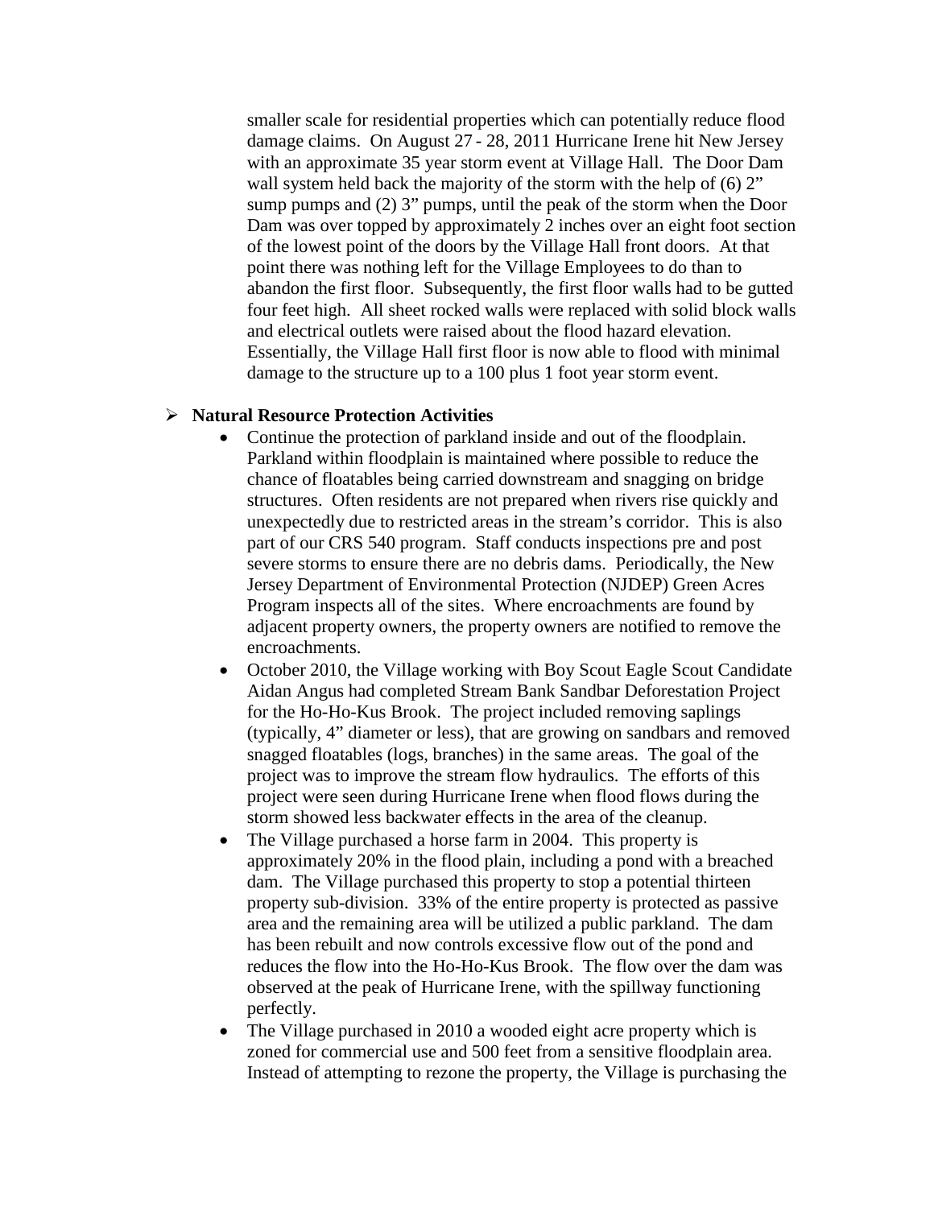smaller scale for residential properties which can potentially reduce flood damage claims. On August 27 - 28, 2011 Hurricane Irene hit New Jersey with an approximate 35 year storm event at Village Hall. The Door Dam wall system held back the majority of the storm with the help of (6) 2" sump pumps and (2) 3" pumps, until the peak of the storm when the Door Dam was over topped by approximately 2 inches over an eight foot section of the lowest point of the doors by the Village Hall front doors. At that point there was nothing left for the Village Employees to do than to abandon the first floor. Subsequently, the first floor walls had to be gutted four feet high. All sheet rocked walls were replaced with solid block walls and electrical outlets were raised about the flood hazard elevation. Essentially, the Village Hall first floor is now able to flood with minimal damage to the structure up to a 100 plus 1 foot year storm event.

- **Natural Resource Protection Activities**
  - Continue the protection of parkland inside and out of the floodplain. Parkland within floodplain is maintained where possible to reduce the chance of floatables being carried downstream and snagging on bridge structures. Often residents are not prepared when rivers rise quickly and unexpectedly due to restricted areas in the stream's corridor. This is also part of our CRS 540 program. Staff conducts inspections pre and post severe storms to ensure there are no debris dams. Periodically, the New Jersey Department of Environmental Protection (NJDEP) Green Acres Program inspects all of the sites. Where encroachments are found by adjacent property owners, the property owners are notified to remove the encroachments.
  - October 2010, the Village working with Boy Scout Eagle Scout Candidate Aidan Angus had completed Stream Bank Sandbar Deforestation Project for the Ho-Ho-Kus Brook. The project included removing saplings (typically, 4" diameter or less), that are growing on sandbars and removed snagged floatables (logs, branches) in the same areas. The goal of the project was to improve the stream flow hydraulics. The efforts of this project were seen during Hurricane Irene when flood flows during the storm showed less backwater effects in the area of the cleanup.
  - The Village purchased a horse farm in 2004. This property is approximately 20% in the flood plain, including a pond with a breached dam. The Village purchased this property to stop a potential thirteen property sub-division. 33% of the entire property is protected as passive area and the remaining area will be utilized a public parkland. The dam has been rebuilt and now controls excessive flow out of the pond and reduces the flow into the Ho-Ho-Kus Brook. The flow over the dam was observed at the peak of Hurricane Irene, with the spillway functioning perfectly.
  - The Village purchased in 2010 a wooded eight acre property which is zoned for commercial use and 500 feet from a sensitive floodplain area. Instead of attempting to rezone the property, the Village is purchasing the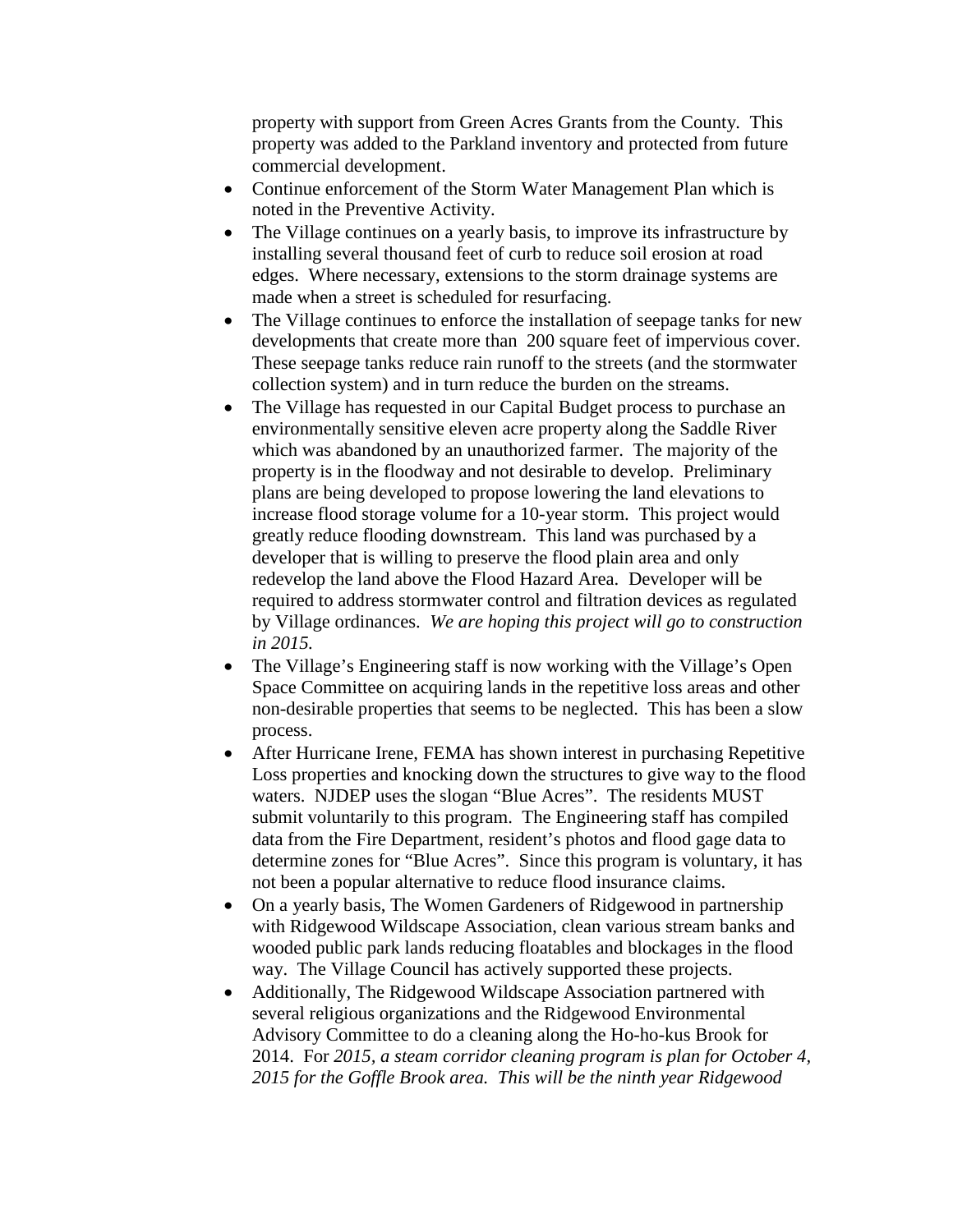property with support from Green Acres Grants from the County. This property was added to the Parkland inventory and protected from future commercial development.

- Continue enforcement of the Storm Water Management Plan which is noted in the Preventive Activity.
- The Village continues on a yearly basis, to improve its infrastructure by installing several thousand feet of curb to reduce soil erosion at road edges. Where necessary, extensions to the storm drainage systems are made when a street is scheduled for resurfacing.
- The Village continues to enforce the installation of seepage tanks for new developments that create more than 200 square feet of impervious cover. These seepage tanks reduce rain runoff to the streets (and the stormwater collection system) and in turn reduce the burden on the streams.
- The Village has requested in our Capital Budget process to purchase an environmentally sensitive eleven acre property along the Saddle River which was abandoned by an unauthorized farmer. The majority of the property is in the floodway and not desirable to develop. Preliminary plans are being developed to propose lowering the land elevations to increase flood storage volume for a 10-year storm. This project would greatly reduce flooding downstream. This land was purchased by a developer that is willing to preserve the flood plain area and only redevelop the land above the Flood Hazard Area. Developer will be required to address stormwater control and filtration devices as regulated by Village ordinances. *We are hoping this project will go to construction in 2015.*
- The Village's Engineering staff is now working with the Village's Open Space Committee on acquiring lands in the repetitive loss areas and other non-desirable properties that seems to be neglected. This has been a slow process.
- After Hurricane Irene, FEMA has shown interest in purchasing Repetitive Loss properties and knocking down the structures to give way to the flood waters. NJDEP uses the slogan "Blue Acres". The residents MUST submit voluntarily to this program. The Engineering staff has compiled data from the Fire Department, resident's photos and flood gage data to determine zones for "Blue Acres". Since this program is voluntary, it has not been a popular alternative to reduce flood insurance claims.
- On a yearly basis, The Women Gardeners of Ridgewood in partnership with Ridgewood Wildscape Association, clean various stream banks and wooded public park lands reducing floatables and blockages in the flood way. The Village Council has actively supported these projects.
- Additionally, The Ridgewood Wildscape Association partnered with several religious organizations and the Ridgewood Environmental Advisory Committee to do a cleaning along the Ho-ho-kus Brook for 2014. For *2015, a steam corridor cleaning program is plan for October 4, 2015 for the Goffle Brook area. This will be the ninth year Ridgewood*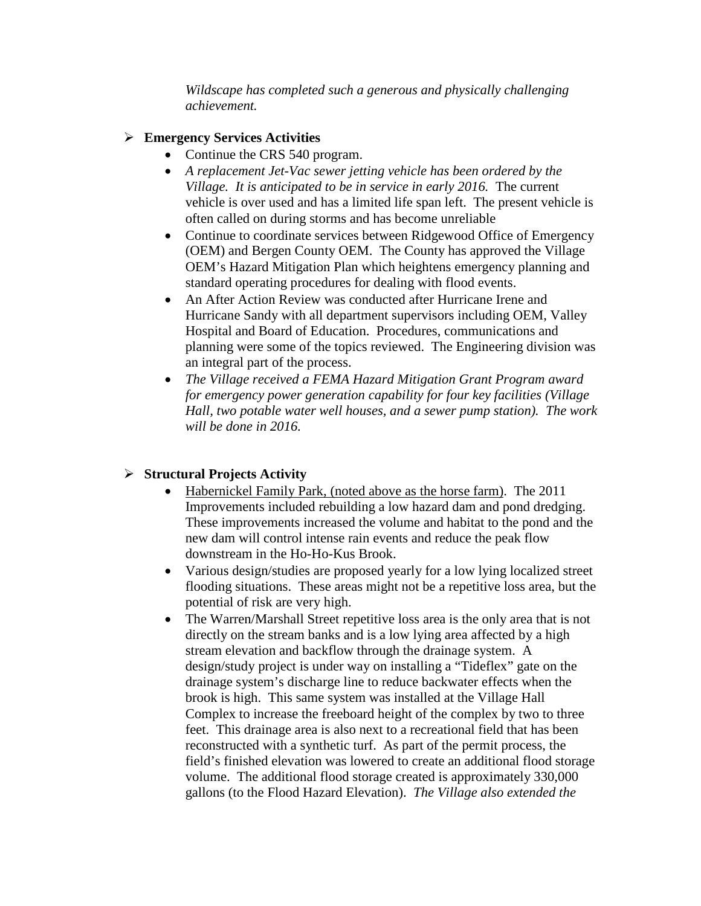*Wildscape has completed such a generous and physically challenging achievement.*

- **Emergency Services Activities**
  - Continue the CRS 540 program.
  - *A replacement Jet-Vac sewer jetting vehicle has been ordered by the Village. It is anticipated to be in service in early 2016.* The current vehicle is over used and has a limited life span left. The present vehicle is often called on during storms and has become unreliable
  - Continue to coordinate services between Ridgewood Office of Emergency (OEM) and Bergen County OEM. The County has approved the Village OEM's Hazard Mitigation Plan which heightens emergency planning and standard operating procedures for dealing with flood events.
  - An After Action Review was conducted after Hurricane Irene and Hurricane Sandy with all department supervisors including OEM, Valley Hospital and Board of Education. Procedures, communications and planning were some of the topics reviewed. The Engineering division was an integral part of the process.
  - *The Village received a FEMA Hazard Mitigation Grant Program award for emergency power generation capability for four key facilities (Village Hall, two potable water well houses, and a sewer pump station). The work will be done in 2016.*

- **Structural Projects Activity**
  - <u>Habernickel Family Park, (noted above as the horse farm)</u>. The 2011 Improvements included rebuilding a low hazard dam and pond dredging. These improvements increased the volume and habitat to the pond and the new dam will control intense rain events and reduce the peak flow downstream in the Ho-Ho-Kus Brook.
  - Various design/studies are proposed yearly for a low lying localized street flooding situations. These areas might not be a repetitive loss area, but the potential of risk are very high.
  - The Warren/Marshall Street repetitive loss area is the only area that is not directly on the stream banks and is a low lying area affected by a high stream elevation and backflow through the drainage system. A design/study project is under way on installing a "Tideflex" gate on the drainage system's discharge line to reduce backwater effects when the brook is high. This same system was installed at the Village Hall Complex to increase the freeboard height of the complex by two to three feet. This drainage area is also next to a recreational field that has been reconstructed with a synthetic turf. As part of the permit process, the field's finished elevation was lowered to create an additional flood storage volume. The additional flood storage created is approximately 330,000 gallons (to the Flood Hazard Elevation). *The Village also extended the*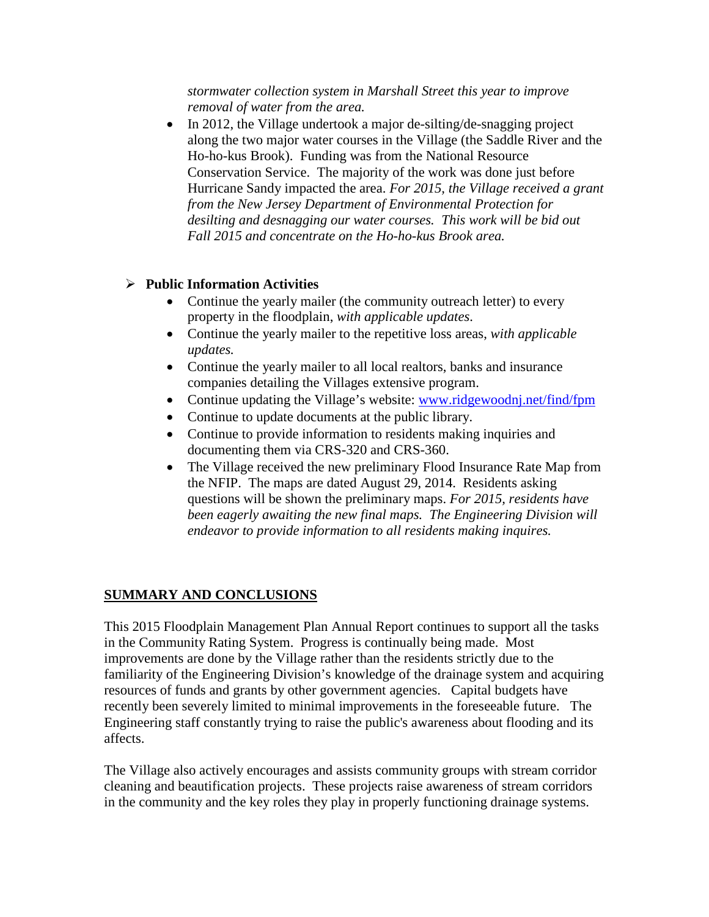*stormwater collection system in Marshall Street this year to improve removal of water from the area.*

- In 2012, the Village undertook a major de-silting/de-snagging project along the two major water courses in the Village (the Saddle River and the Ho-ho-kus Brook). Funding was from the National Resource Conservation Service. The majority of the work was done just before Hurricane Sandy impacted the area. *For 2015, the Village received a grant from the New Jersey Department of Environmental Protection for desilting and desnagging our water courses. This work will be bid out Fall 2015 and concentrate on the Ho-ho-kus Brook area.*

- **Public Information Activities**
  - Continue the yearly mailer (the community outreach letter) to every property in the floodplain, *with applicable updates*.
  - Continue the yearly mailer to the repetitive loss areas, *with applicable updates.*
  - Continue the yearly mailer to all local realtors, banks and insurance companies detailing the Villages extensive program.
  - Continue updating the Village's website: [www.ridgewoodnj.net/find/fpm](http://www.ridgewoodnj.net/find/fpm)
  - Continue to update documents at the public library.
  - Continue to provide information to residents making inquiries and documenting them via CRS-320 and CRS-360.
  - The Village received the new preliminary Flood Insurance Rate Map from the NFIP. The maps are dated August 29, 2014. Residents asking questions will be shown the preliminary maps. *For 2015, residents have been eagerly awaiting the new final maps. The Engineering Division will endeavor to provide information to all residents making inquires.*

## SUMMARY AND CONCLUSIONS

This 2015 Floodplain Management Plan Annual Report continues to support all the tasks in the Community Rating System. Progress is continually being made. Most improvements are done by the Village rather than the residents strictly due to the familiarity of the Engineering Division's knowledge of the drainage system and acquiring resources of funds and grants by other government agencies. Capital budgets have recently been severely limited to minimal improvements in the foreseeable future. The Engineering staff constantly trying to raise the public's awareness about flooding and its affects.

The Village also actively encourages and assists community groups with stream corridor cleaning and beautification projects. These projects raise awareness of stream corridors in the community and the key roles they play in properly functioning drainage systems.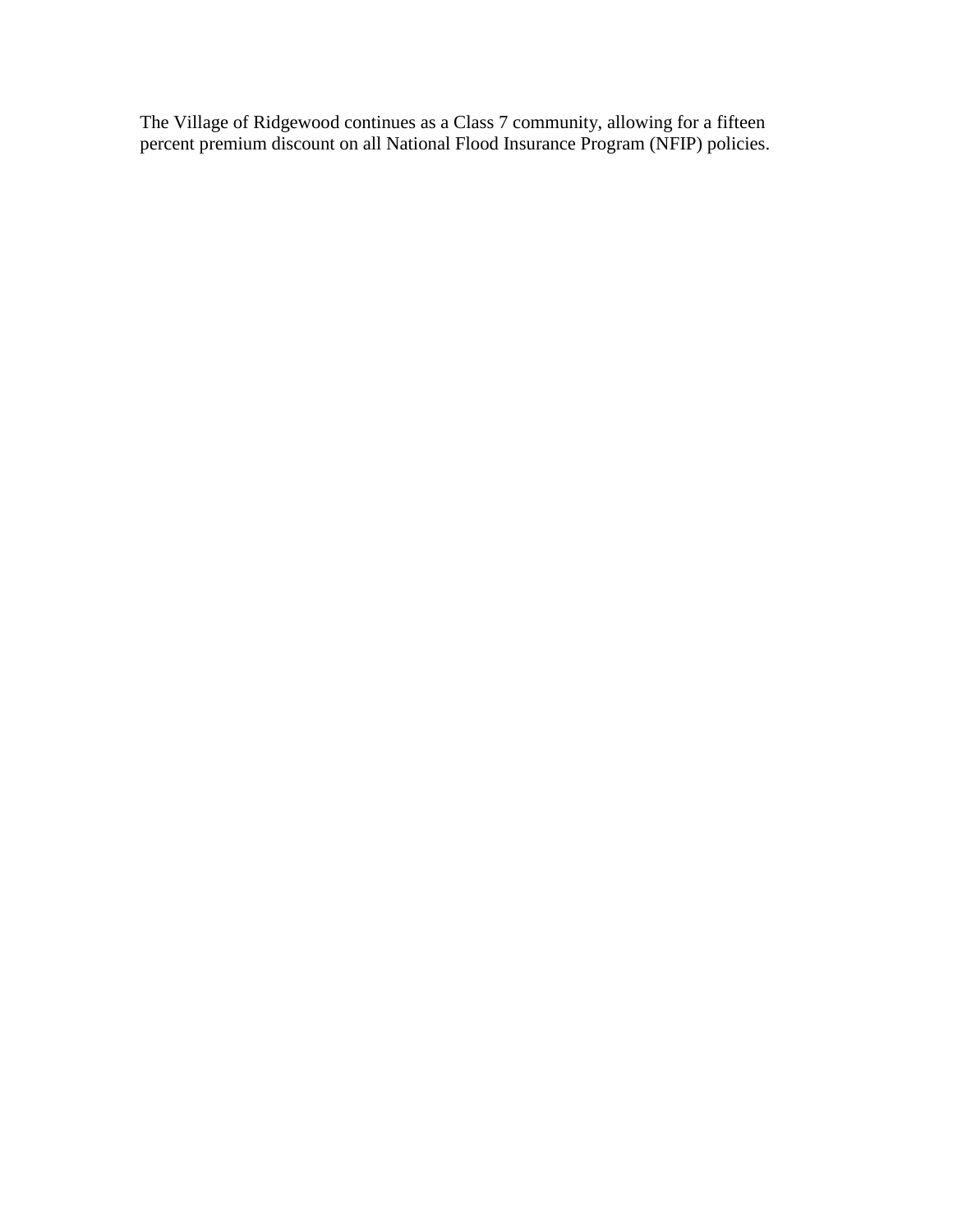The Village of Ridgewood continues as a Class 7 community, allowing for a fifteen percent premium discount on all National Flood Insurance Program (NFIP) policies.